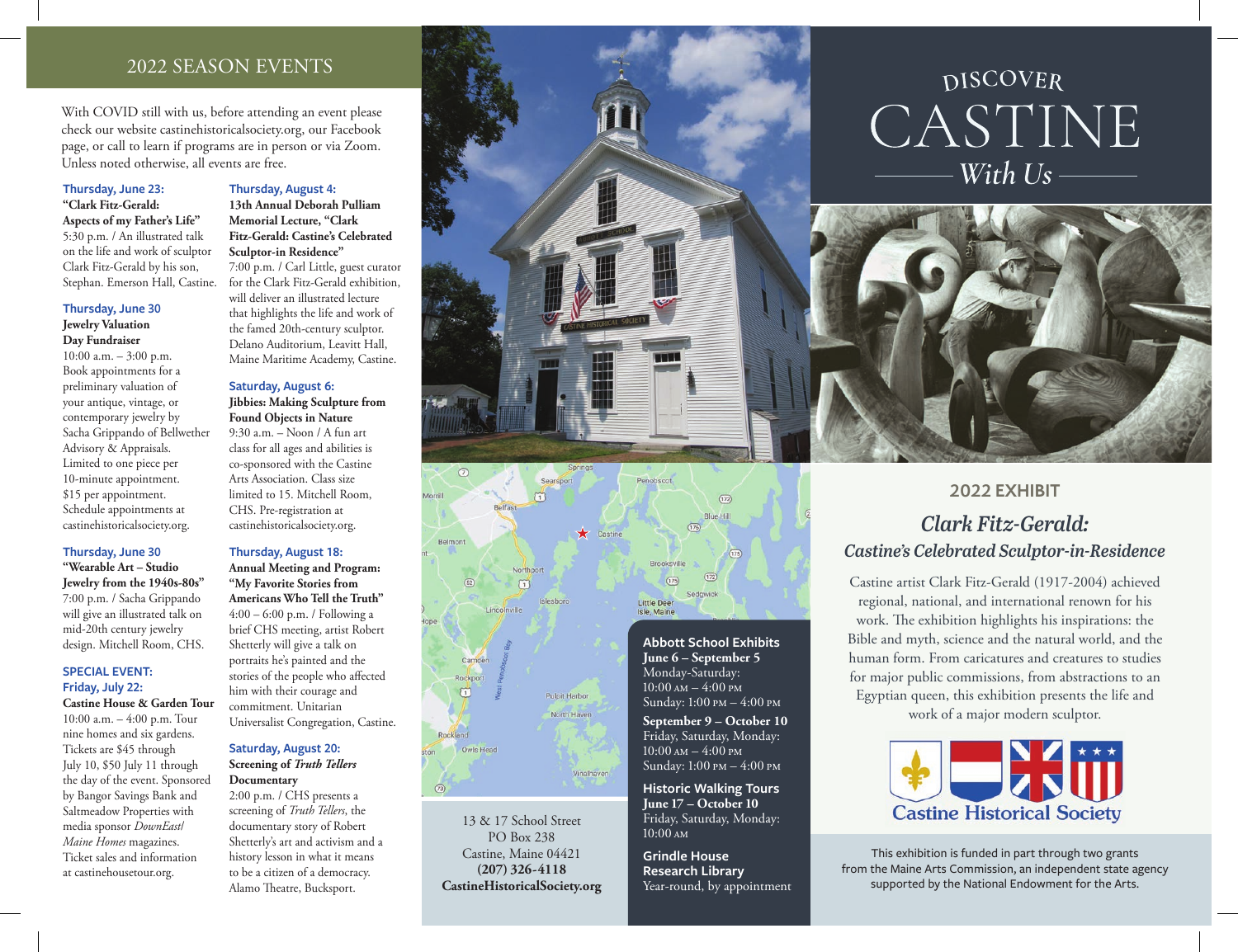# 2022 SEASON EVENTS

With COVID still with us, before attending an event please check our website castinehistoricalsociety.org, our Facebook page, or call to learn if programs are in person or via Zoom. Unless noted otherwise, all events are free.

**Thursday, June 23:**
**"Clark Fitz-Gerald: Aspects of my Father's Life"**
5:30 p.m. / An illustrated talk on the life and work of sculptor Clark Fitz-Gerald by his son, Stephan. Emerson Hall, Castine.

**Thursday, June 30**
**Jewelry Valuation Day Fundraiser**
10:00 a.m. – 3:00 p.m. Book appointments for a preliminary valuation of your antique, vintage, or contemporary jewelry by Sacha Grippando of Bellwether Advisory & Appraisals. Limited to one piece per 10-minute appointment. $15 per appointment. Schedule appointments at castinehistoricalsociety.org.

**Thursday, June 30**
**"Wearable Art – Studio Jewelry from the 1940s-80s"**
7:00 p.m. / Sacha Grippando will give an illustrated talk on mid-20th century jewelry design. Mitchell Room, CHS.

**SPECIAL EVENT: Friday, July 22:**
**Castine House & Garden Tour**
10:00 a.m. – 4:00 p.m. Tour nine homes and six gardens. Tickets are $45 through July 10, $50 July 11 through the day of the event. Sponsored by Bangor Savings Bank and Saltmeadow Properties with media sponsor *DownEast/ Maine Homes* magazines. Ticket sales and information at castinehousetour.org.

**Thursday, August 4:**
**13th Annual Deborah Pulliam Memorial Lecture, "Clark Fitz-Gerald: Castine's Celebrated Sculptor-in Residence"**
7:00 p.m. / Carl Little, guest curator for the Clark Fitz-Gerald exhibition, will deliver an illustrated lecture that highlights the life and work of the famed 20th-century sculptor. Delano Auditorium, Leavitt Hall, Maine Maritime Academy, Castine.

**Saturday, August 6:**
**Jibbies: Making Sculpture from Found Objects in Nature**
9:30 a.m. – Noon / A fun art class for all ages and abilities is co-sponsored with the Castine Arts Association. Class size limited to 15. Mitchell Room, CHS. Pre-registration at castinehistoricalsociety.org.

**Thursday, August 18:**
**Annual Meeting and Program: "My Favorite Stories from Americans Who Tell the Truth"**
4:00 – 6:00 p.m. / Following a brief CHS meeting, artist Robert Shetterly will give a talk on portraits he's painted and the stories of the people who affected him with their courage and commitment. Unitarian Universalist Congregation, Castine.

**Saturday, August 20:**
**Screening of *Truth Tellers* Documentary**
2:00 p.m. / CHS presents a screening of *Truth Tellers*, the documentary story of Robert Shetterly's art and activism and a history lesson in what it means to be a citizen of a democracy. Alamo Theatre, Bucksport.

13 & 17 School Street
PO Box 238
Castine, Maine 04421
**(207) 326-4118**
**CastineHistoricalSociety.org**

**Abbott School Exhibits**
**June 6 – September 5**
Monday-Saturday:
10:00 AM – 4:00 PM
Sunday: 1:00 PM – 4:00 PM

**September 9 – October 10**
Friday, Saturday, Monday:
10:00 AM – 4:00 PM
Sunday: 1:00 PM – 4:00 PM

**Historic Walking Tours**
**June 17 – October 10**
Friday, Saturday, Monday:
10:00 AM

**Grindle House Research Library**
Year-round, by appointment

# DISCOVER CASTINE *With Us*

## 2022 EXHIBIT

### *Clark Fitz-Gerald: Castine's Celebrated Sculptor-in-Residence*

Castine artist Clark Fitz-Gerald (1917-2004) achieved regional, national, and international renown for his work. The exhibition highlights his inspirations: the Bible and myth, science and the natural world, and the human form. From caricatures and creatures to studies for major public commissions, from abstractions to an Egyptian queen, this exhibition presents the life and work of a major modern sculptor.

Castine Historical Society

This exhibition is funded in part through two grants from the Maine Arts Commission, an independent state agency supported by the National Endowment for the Arts.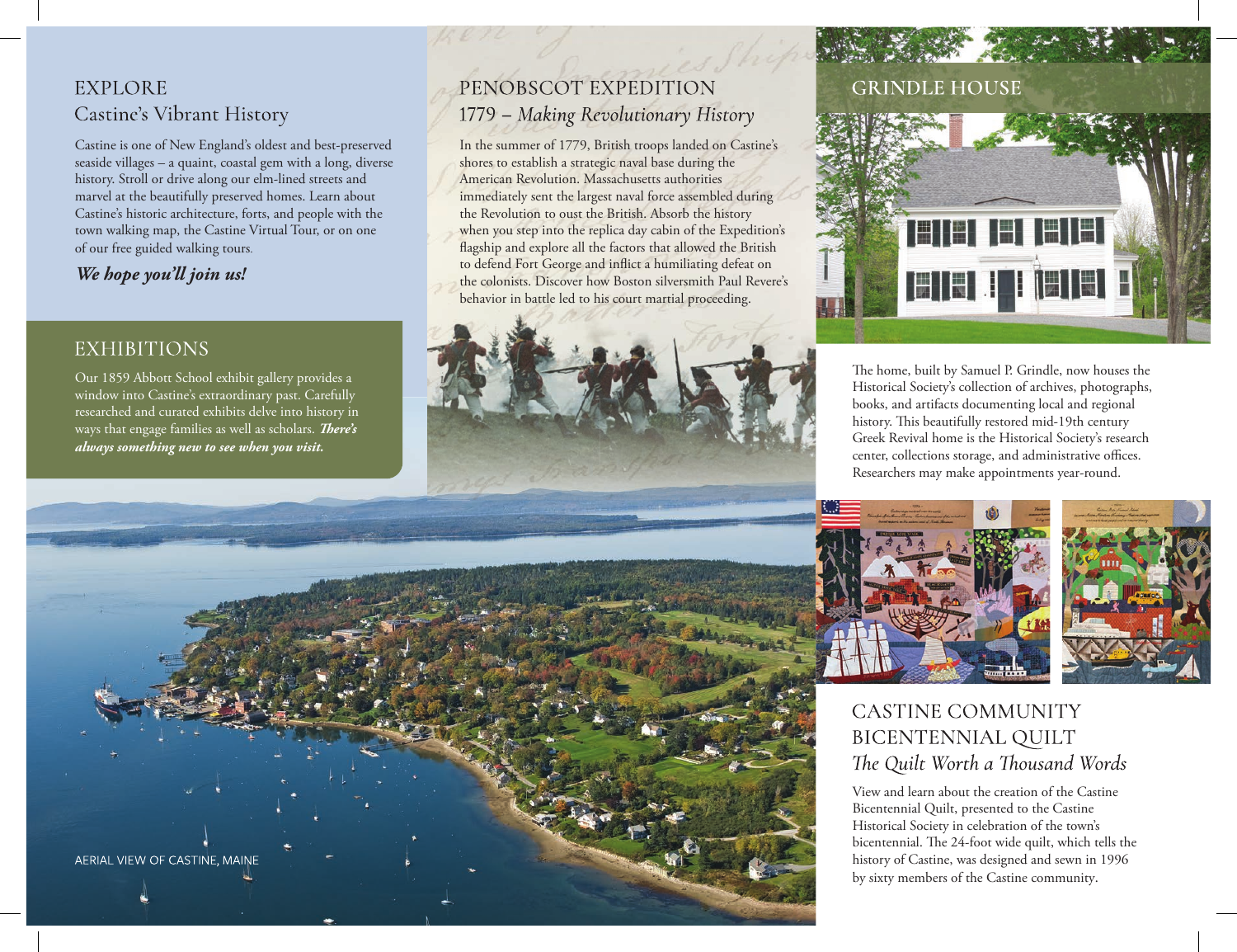## EXPLORE
### Castine's Vibrant History

Castine is one of New England's oldest and best-preserved seaside villages – a quaint, coastal gem with a long, diverse history. Stroll or drive along our elm-lined streets and marvel at the beautifully preserved homes. Learn about Castine's historic architecture, forts, and people with the town walking map, the Castine Virtual Tour, or on one of our free guided walking tours.

***We hope you'll join us!***

## EXHIBITIONS

Our 1859 Abbott School exhibit gallery provides a window into Castine's extraordinary past. Carefully researched and curated exhibits delve into history in ways that engage families as well as scholars. ***There's always something new to see when you visit.***

## PENOBSCOT EXPEDITION
### 1779 – *Making Revolutionary History*

In the summer of 1779, British troops landed on Castine's shores to establish a strategic naval base during the American Revolution. Massachusetts authorities immediately sent the largest naval force assembled during the Revolution to oust the British. Absorb the history when you step into the replica day cabin of the Expedition's flagship and explore all the factors that allowed the British to defend Fort George and inflict a humiliating defeat on the colonists. Discover how Boston silversmith Paul Revere's behavior in battle led to his court martial proceeding.

AERIAL VIEW OF CASTINE, MAINE

## GRINDLE HOUSE

The home, built by Samuel P. Grindle, now houses the Historical Society's collection of archives, photographs, books, and artifacts documenting local and regional history. This beautifully restored mid-19th century Greek Revival home is the Historical Society's research center, collections storage, and administrative offices. Researchers may make appointments year-round.

## CASTINE COMMUNITY BICENTENNIAL QUILT
### *The Quilt Worth a Thousand Words*

View and learn about the creation of the Castine Bicentennial Quilt, presented to the Castine Historical Society in celebration of the town's bicentennial. The 24-foot wide quilt, which tells the history of Castine, was designed and sewn in 1996 by sixty members of the Castine community.